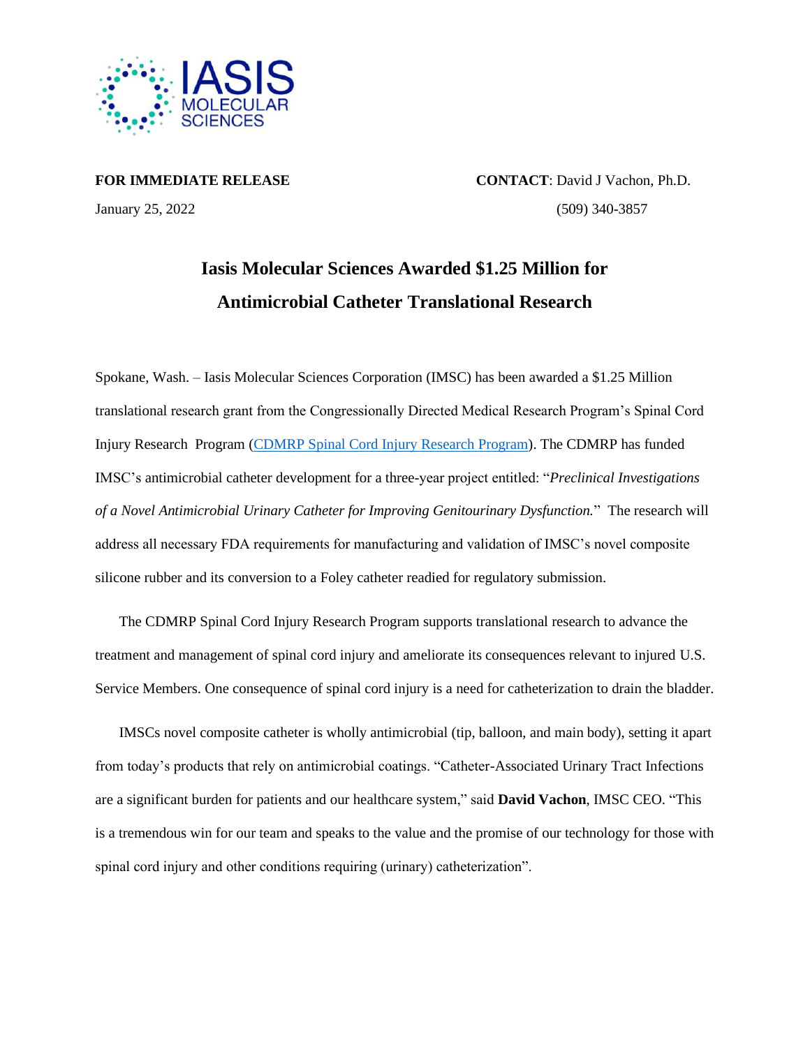IASIS MOLECULAR SCIENCES

**FOR IMMEDIATE RELEASE** **CONTACT**: David J Vachon, Ph.D.

January 25, 2022 (509) 340-3857

# Iasis Molecular Sciences Awarded $1.25 Million for Antimicrobial Catheter Translational Research

Spokane, Wash. – Iasis Molecular Sciences Corporation (IMSC) has been awarded a $1.25 Million translational research grant from the Congressionally Directed Medical Research Program's Spinal Cord Injury Research Program (CDMRP Spinal Cord Injury Research Program). The CDMRP has funded IMSC's antimicrobial catheter development for a three-year project entitled: "*Preclinical Investigations of a Novel Antimicrobial Urinary Catheter for Improving Genitourinary Dysfunction.*" The research will address all necessary FDA requirements for manufacturing and validation of IMSC's novel composite silicone rubber and its conversion to a Foley catheter readied for regulatory submission.

The CDMRP Spinal Cord Injury Research Program supports translational research to advance the treatment and management of spinal cord injury and ameliorate its consequences relevant to injured U.S. Service Members. One consequence of spinal cord injury is a need for catheterization to drain the bladder.

IMSCs novel composite catheter is wholly antimicrobial (tip, balloon, and main body), setting it apart from today's products that rely on antimicrobial coatings. "Catheter-Associated Urinary Tract Infections are a significant burden for patients and our healthcare system," said **David Vachon**, IMSC CEO. "This is a tremendous win for our team and speaks to the value and the promise of our technology for those with spinal cord injury and other conditions requiring (urinary) catheterization".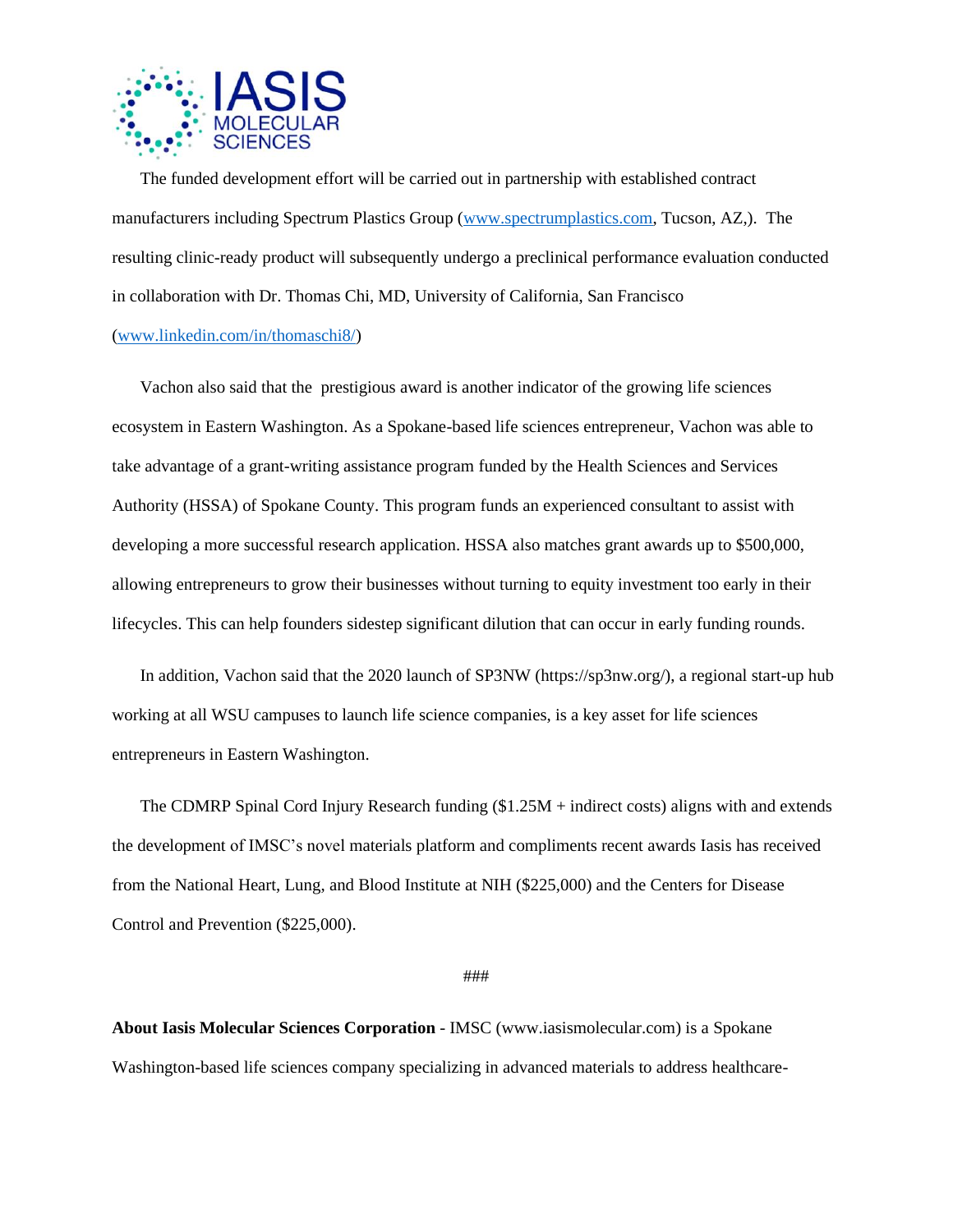The funded development effort will be carried out in partnership with established contract manufacturers including Spectrum Plastics Group ([www.spectrumplastics.com](http://www.spectrumplastics.com), Tucson, AZ,). The resulting clinic-ready product will subsequently undergo a preclinical performance evaluation conducted in collaboration with Dr. Thomas Chi, MD, University of California, San Francisco ([www.linkedin.com/in/thomaschi8/](http://www.linkedin.com/in/thomaschi8/))

Vachon also said that the prestigious award is another indicator of the growing life sciences ecosystem in Eastern Washington. As a Spokane-based life sciences entrepreneur, Vachon was able to take advantage of a grant-writing assistance program funded by the Health Sciences and Services Authority (HSSA) of Spokane County. This program funds an experienced consultant to assist with developing a more successful research application. HSSA also matches grant awards up to $500,000, allowing entrepreneurs to grow their businesses without turning to equity investment too early in their lifecycles. This can help founders sidestep significant dilution that can occur in early funding rounds.

In addition, Vachon said that the 2020 launch of SP3NW (https://sp3nw.org/), a regional start-up hub working at all WSU campuses to launch life science companies, is a key asset for life sciences entrepreneurs in Eastern Washington.

The CDMRP Spinal Cord Injury Research funding ($1.25M + indirect costs) aligns with and extends the development of IMSC's novel materials platform and compliments recent awards Iasis has received from the National Heart, Lung, and Blood Institute at NIH ($225,000) and the Centers for Disease Control and Prevention ($225,000).

###

**About Iasis Molecular Sciences Corporation** - IMSC (www.iasismolecular.com) is a Spokane Washington-based life sciences company specializing in advanced materials to address healthcare-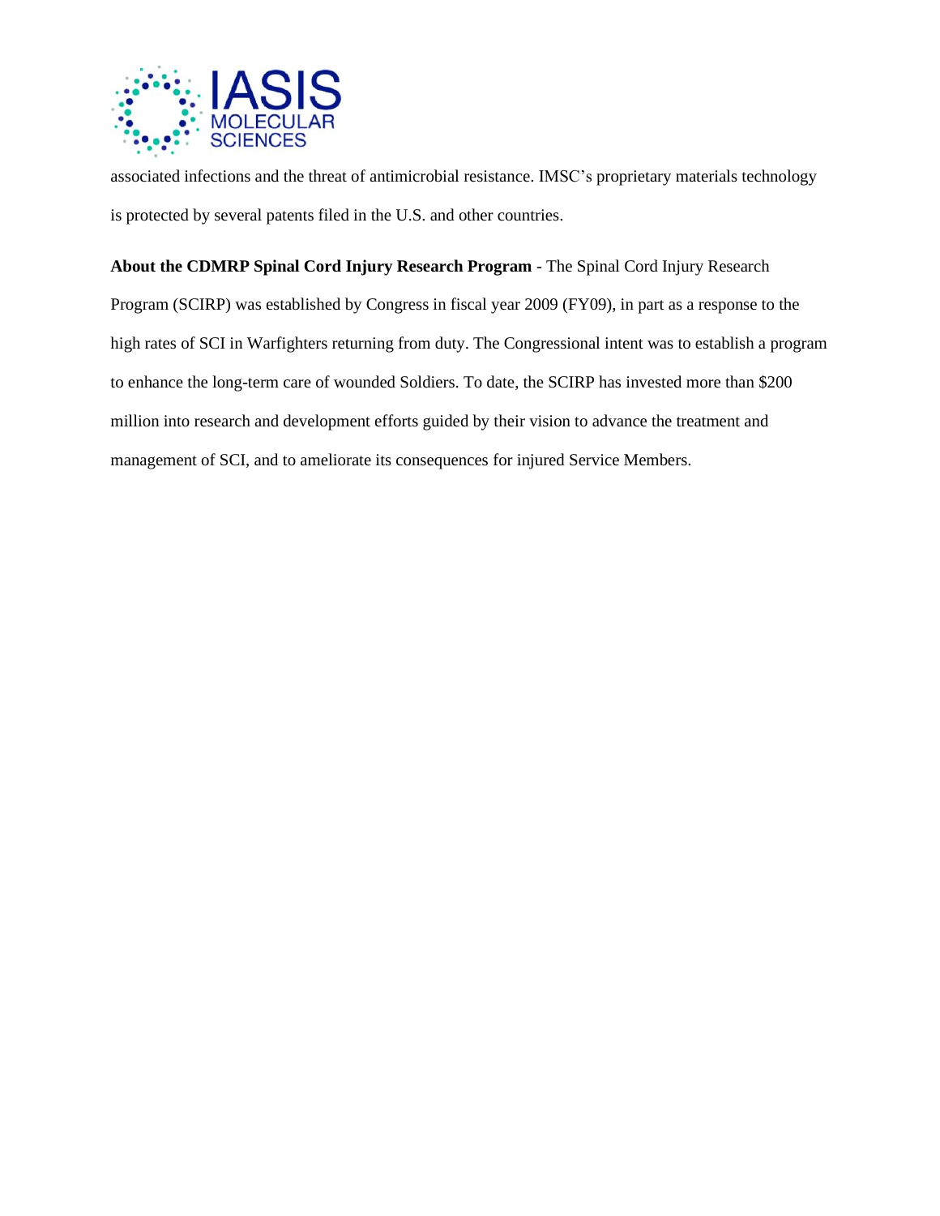associated infections and the threat of antimicrobial resistance. IMSC's proprietary materials technology is protected by several patents filed in the U.S. and other countries.

**About the CDMRP Spinal Cord Injury Research Program** - The Spinal Cord Injury Research Program (SCIRP) was established by Congress in fiscal year 2009 (FY09), in part as a response to the high rates of SCI in Warfighters returning from duty. The Congressional intent was to establish a program to enhance the long-term care of wounded Soldiers. To date, the SCIRP has invested more than $200 million into research and development efforts guided by their vision to advance the treatment and management of SCI, and to ameliorate its consequences for injured Service Members.